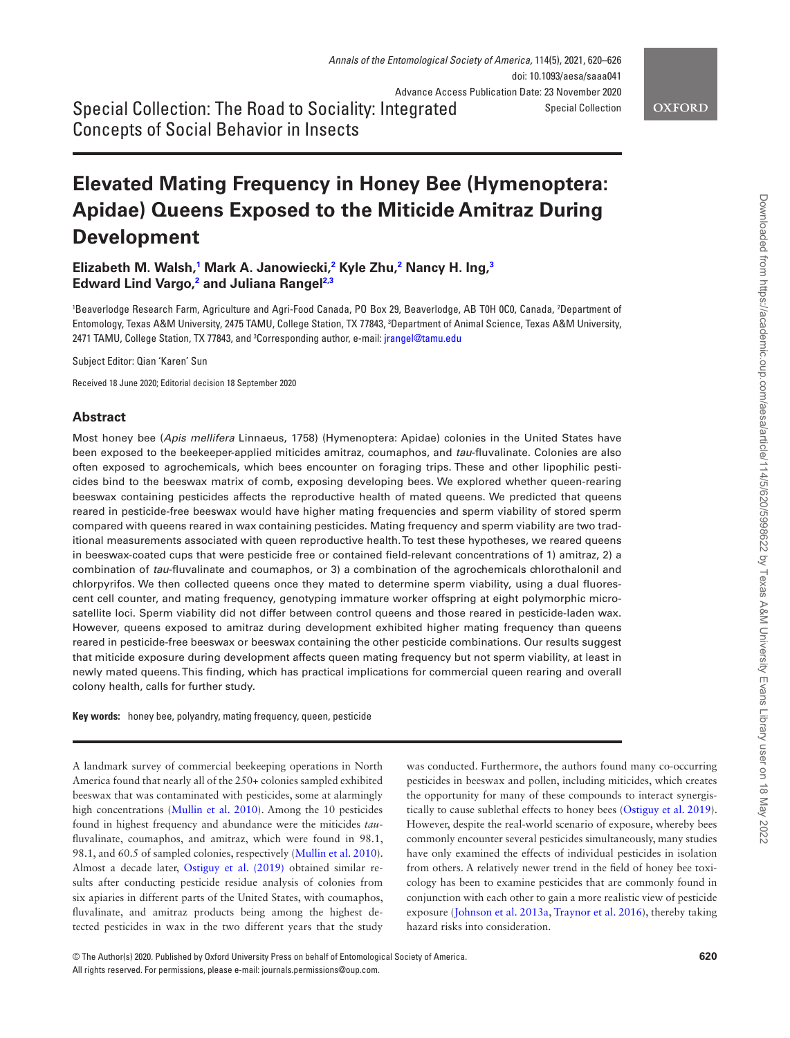Special Collection: The Road to Sociality: Integrated Concepts of Social Behavior in Insects

# Elevated Mating Frequency in Honey Bee (Hymenoptera: Apidae) Queens Exposed to the Miticide Amitraz During Development

**Elizabeth M. Walsh,[1] Mark A. Janowiecki,[2] Kyle Zhu,[2] Nancy H. Ing,[3] Edward Lind Vargo,[2] and Juliana Rangel[2,3]**

[1]Beaverlodge Research Farm, Agriculture and Agri-Food Canada, PO Box 29, Beaverlodge, AB T0H 0C0, Canada, [2]Department of Entomology, Texas A&M University, 2475 TAMU, College Station, TX 77843, [3]Department of Animal Science, Texas A&M University, 2471 TAMU, College Station, TX 77843, and [3]Corresponding author, e-mail: jrangel@tamu.edu

Subject Editor: Qian 'Karen' Sun

Received 18 June 2020; Editorial decision 18 September 2020

## Abstract

Most honey bee (*Apis mellifera* Linnaeus, 1758) (Hymenoptera: Apidae) colonies in the United States have been exposed to the beekeeper-applied miticides amitraz, coumaphos, and *tau*-fluvalinate. Colonies are also often exposed to agrochemicals, which bees encounter on foraging trips. These and other lipophilic pesticides bind to the beeswax matrix of comb, exposing developing bees. We explored whether queen-rearing beeswax containing pesticides affects the reproductive health of mated queens. We predicted that queens reared in pesticide-free beeswax would have higher mating frequencies and sperm viability of stored sperm compared with queens reared in wax containing pesticides. Mating frequency and sperm viability are two traditional measurements associated with queen reproductive health. To test these hypotheses, we reared queens in beeswax-coated cups that were pesticide free or contained field-relevant concentrations of 1) amitraz, 2) a combination of *tau*-fluvalinate and coumaphos, or 3) a combination of the agrochemicals chlorothalonil and chlorpyrifos. We then collected queens once they mated to determine sperm viability, using a dual fluorescent cell counter, and mating frequency, genotyping immature worker offspring at eight polymorphic microsatellite loci. Sperm viability did not differ between control queens and those reared in pesticide-laden wax. However, queens exposed to amitraz during development exhibited higher mating frequency than queens reared in pesticide-free beeswax or beeswax containing the other pesticide combinations. Our results suggest that miticide exposure during development affects queen mating frequency but not sperm viability, at least in newly mated queens. This finding, which has practical implications for commercial queen rearing and overall colony health, calls for further study.

**Key words:** honey bee, polyandry, mating frequency, queen, pesticide

A landmark survey of commercial beekeeping operations in North America found that nearly all of the 250+ colonies sampled exhibited beeswax that was contaminated with pesticides, some at alarmingly high concentrations (Mullin et al. 2010). Among the 10 pesticides found in highest frequency and abundance were the miticides *tau*-fluvalinate, coumaphos, and amitraz, which were found in 98.1, 98.1, and 60.5 of sampled colonies, respectively (Mullin et al. 2010). Almost a decade later, Ostiguy et al. (2019) obtained similar results after conducting pesticide residue analysis of colonies from six apiaries in different parts of the United States, with coumaphos, fluvalinate, and amitraz products being among the highest detected pesticides in wax in the two different years that the study was conducted. Furthermore, the authors found many co-occurring pesticides in beeswax and pollen, including miticides, which creates the opportunity for many of these compounds to interact synergistically to cause sublethal effects to honey bees (Ostiguy et al. 2019). However, despite the real-world scenario of exposure, whereby bees commonly encounter several pesticides simultaneously, many studies have only examined the effects of individual pesticides in isolation from others. A relatively newer trend in the field of honey bee toxicology has been to examine pesticides that are commonly found in conjunction with each other to gain a more realistic view of pesticide exposure (Johnson et al. 2013a, Traynor et al. 2016), thereby taking hazard risks into consideration.

© The Author(s) 2020. Published by Oxford University Press on behalf of Entomological Society of America. All rights reserved. For permissions, please e-mail: journals.permissions@oup.com.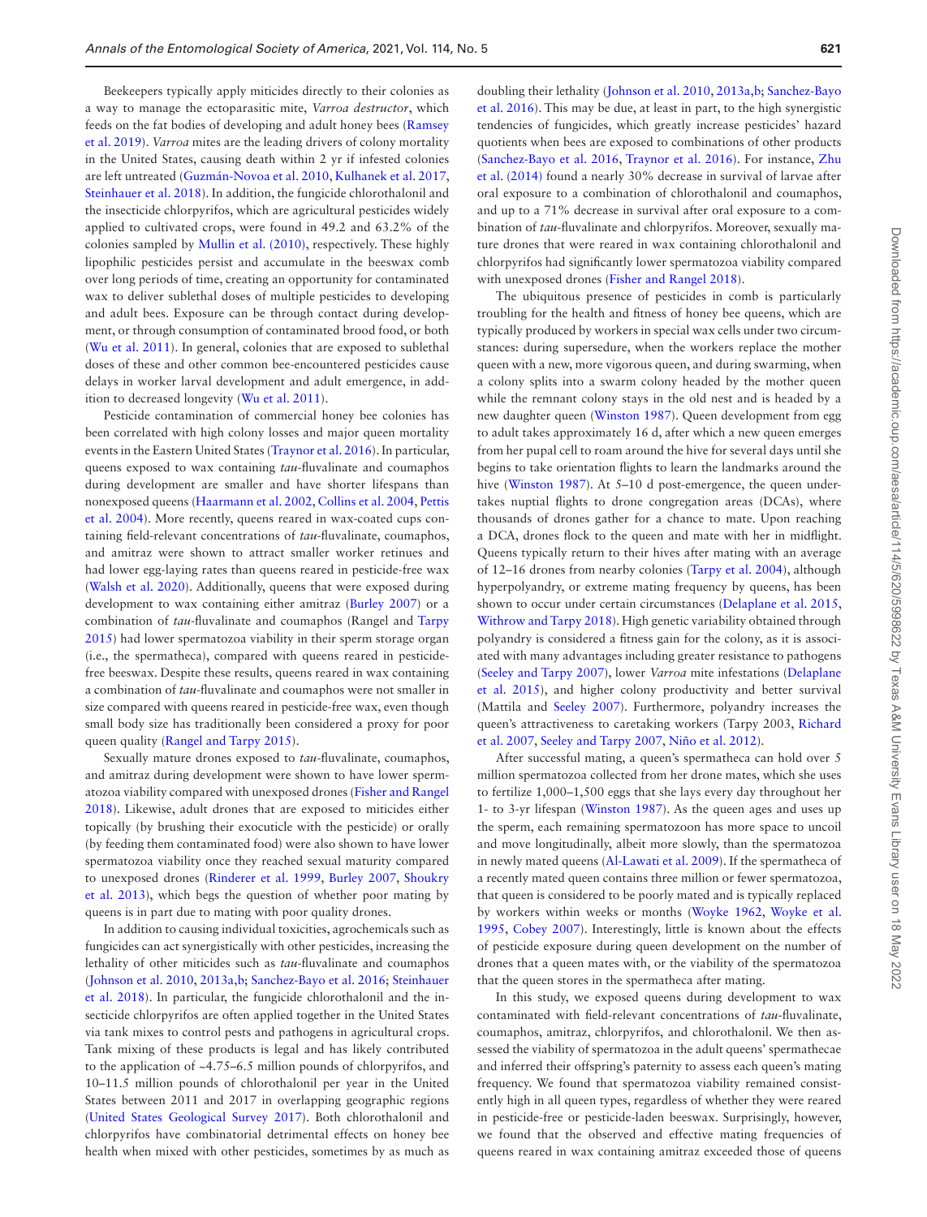Beekeepers typically apply miticides directly to their colonies as a way to manage the ectoparasitic mite, *Varroa destructor*, which feeds on the fat bodies of developing and adult honey bees (Ramsey et al. 2019). *Varroa* mites are the leading drivers of colony mortality in the United States, causing death within 2 yr if infested colonies are left untreated (Guzmán-Novoa et al. 2010, Kulhanek et al. 2017, Steinhauer et al. 2018). In addition, the fungicide chlorothalonil and the insecticide chlorpyrifos, which are agricultural pesticides widely applied to cultivated crops, were found in 49.2 and 63.2% of the colonies sampled by Mullin et al. (2010), respectively. These highly lipophilic pesticides persist and accumulate in the beeswax comb over long periods of time, creating an opportunity for contaminated wax to deliver sublethal doses of multiple pesticides to developing and adult bees. Exposure can be through contact during development, or through consumption of contaminated brood food, or both (Wu et al. 2011). In general, colonies that are exposed to sublethal doses of these and other common bee-encountered pesticides cause delays in worker larval development and adult emergence, in addition to decreased longevity (Wu et al. 2011).

Pesticide contamination of commercial honey bee colonies has been correlated with high colony losses and major queen mortality events in the Eastern United States (Traynor et al. 2016). In particular, queens exposed to wax containing *tau*-fluvalinate and coumaphos during development are smaller and have shorter lifespans than nonexposed queens (Haarmann et al. 2002, Collins et al. 2004, Pettis et al. 2004). More recently, queens reared in wax-coated cups containing field-relevant concentrations of *tau*-fluvalinate, coumaphos, and amitraz were shown to attract smaller worker retinues and had lower egg-laying rates than queens reared in pesticide-free wax (Walsh et al. 2020). Additionally, queens that were exposed during development to wax containing either amitraz (Burley 2007) or a combination of *tau*-fluvalinate and coumaphos (Rangel and Tarpy 2015) had lower spermatozoa viability in their sperm storage organ (i.e., the spermatheca), compared with queens reared in pesticide-free beeswax. Despite these results, queens reared in wax containing a combination of *tau*-fluvalinate and coumaphos were not smaller in size compared with queens reared in pesticide-free wax, even though small body size has traditionally been considered a proxy for poor queen quality (Rangel and Tarpy 2015).

Sexually mature drones exposed to *tau*-fluvalinate, coumaphos, and amitraz during development were shown to have lower spermatozoa viability compared with unexposed drones (Fisher and Rangel 2018). Likewise, adult drones that are exposed to miticides either topically (by brushing their exocuticle with the pesticide) or orally (by feeding them contaminated food) were also shown to have lower spermatozoa viability once they reached sexual maturity compared to unexposed drones (Rinderer et al. 1999, Burley 2007, Shoukry et al. 2013), which begs the question of whether poor mating by queens is in part due to mating with poor quality drones.

In addition to causing individual toxicities, agrochemicals such as fungicides can act synergistically with other pesticides, increasing the lethality of other miticides such as *tau*-fluvalinate and coumaphos (Johnson et al. 2010, 2013a,b; Sanchez-Bayo et al. 2016; Steinhauer et al. 2018). In particular, the fungicide chlorothalonil and the insecticide chlorpyrifos are often applied together in the United States via tank mixes to control pests and pathogens in agricultural crops. Tank mixing of these products is legal and has likely contributed to the application of ~4.75–6.5 million pounds of chlorpyrifos, and 10–11.5 million pounds of chlorothalonil per year in the United States between 2011 and 2017 in overlapping geographic regions (United States Geological Survey 2017). Both chlorothalonil and chlorpyrifos have combinatorial detrimental effects on honey bee health when mixed with other pesticides, sometimes by as much as doubling their lethality (Johnson et al. 2010, 2013a,b; Sanchez-Bayo et al. 2016). This may be due, at least in part, to the high synergistic tendencies of fungicides, which greatly increase pesticides' hazard quotients when bees are exposed to combinations of other products (Sanchez-Bayo et al. 2016, Traynor et al. 2016). For instance, Zhu et al. (2014) found a nearly 30% decrease in survival of larvae after oral exposure to a combination of chlorothalonil and coumaphos, and up to a 71% decrease in survival after oral exposure to a combination of *tau*-fluvalinate and chlorpyrifos. Moreover, sexually mature drones that were reared in wax containing chlorothalonil and chlorpyrifos had significantly lower spermatozoa viability compared with unexposed drones (Fisher and Rangel 2018).

The ubiquitous presence of pesticides in comb is particularly troubling for the health and fitness of honey bee queens, which are typically produced by workers in special wax cells under two circumstances: during supersedure, when the workers replace the mother queen with a new, more vigorous queen, and during swarming, when a colony splits into a swarm colony headed by the mother queen while the remnant colony stays in the old nest and is headed by a new daughter queen (Winston 1987). Queen development from egg to adult takes approximately 16 d, after which a new queen emerges from her pupal cell to roam around the hive for several days until she begins to take orientation flights to learn the landmarks around the hive (Winston 1987). At 5–10 d post-emergence, the queen undertakes nuptial flights to drone congregation areas (DCAs), where thousands of drones gather for a chance to mate. Upon reaching a DCA, drones flock to the queen and mate with her in midflight. Queens typically return to their hives after mating with an average of 12–16 drones from nearby colonies (Tarpy et al. 2004), although hyperpolyandry, or extreme mating frequency by queens, has been shown to occur under certain circumstances (Delaplane et al. 2015, Withrow and Tarpy 2018). High genetic variability obtained through polyandry is considered a fitness gain for the colony, as it is associated with many advantages including greater resistance to pathogens (Seeley and Tarpy 2007), lower *Varroa* mite infestations (Delaplane et al. 2015), and higher colony productivity and better survival (Mattila and Seeley 2007). Furthermore, polyandry increases the queen's attractiveness to caretaking workers (Tarpy 2003, Richard et al. 2007, Seeley and Tarpy 2007, Niño et al. 2012).

After successful mating, a queen's spermatheca can hold over 5 million spermatozoa collected from her drone mates, which she uses to fertilize 1,000–1,500 eggs that she lays every day throughout her 1- to 3-yr lifespan (Winston 1987). As the queen ages and uses up the sperm, each remaining spermatozoon has more space to uncoil and move longitudinally, albeit more slowly, than the spermatozoa in newly mated queens (Al-Lawati et al. 2009). If the spermatheca of a recently mated queen contains three million or fewer spermatozoa, that queen is considered to be poorly mated and is typically replaced by workers within weeks or months (Woyke 1962, Woyke et al. 1995, Cobey 2007). Interestingly, little is known about the effects of pesticide exposure during queen development on the number of drones that a queen mates with, or the viability of the spermatozoa that the queen stores in the spermatheca after mating.

In this study, we exposed queens during development to wax contaminated with field-relevant concentrations of *tau*-fluvalinate, coumaphos, amitraz, chlorpyrifos, and chlorothalonil. We then assessed the viability of spermatozoa in the adult queens' spermathecae and inferred their offspring's paternity to assess each queen's mating frequency. We found that spermatozoa viability remained consistently high in all queen types, regardless of whether they were reared in pesticide-free or pesticide-laden beeswax. Surprisingly, however, we found that the observed and effective mating frequencies of queens reared in wax containing amitraz exceeded those of queens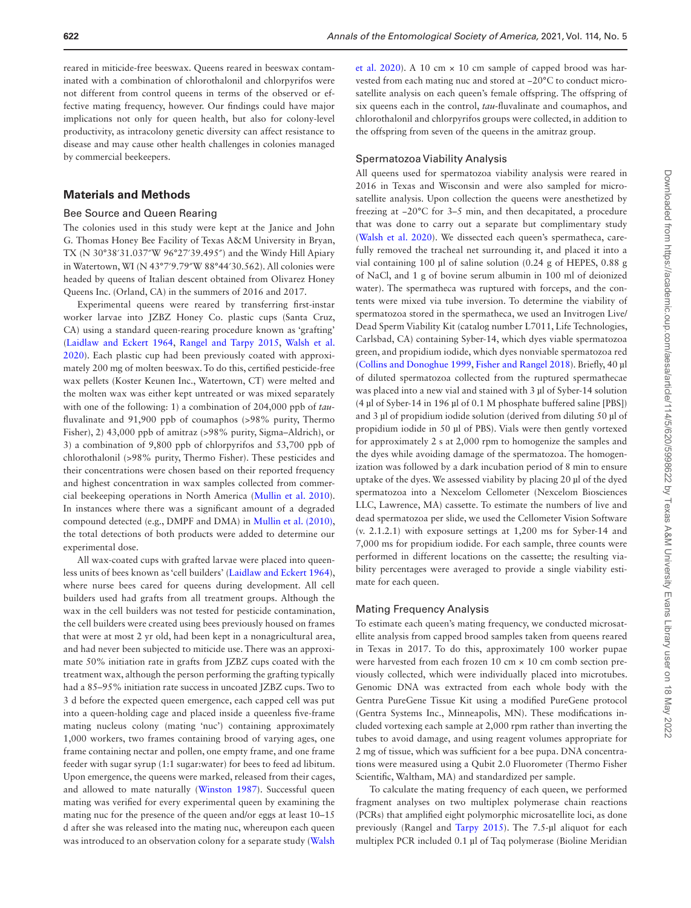reared in miticide-free beeswax. Queens reared in beeswax contaminated with a combination of chlorothalonil and chlorpyrifos were not different from control queens in terms of the observed or effective mating frequency, however. Our findings could have major implications not only for queen health, but also for colony-level productivity, as intracolony genetic diversity can affect resistance to disease and may cause other health challenges in colonies managed by commercial beekeepers.

## Materials and Methods

### Bee Source and Queen Rearing

The colonies used in this study were kept at the Janice and John G. Thomas Honey Bee Facility of Texas A&M University in Bryan, TX (N 30°38′31.037″W 96°27′39.495″) and the Windy Hill Apiary in Watertown, WI (N 43°7′9.79″W 88°44′30.562). All colonies were headed by queens of Italian descent obtained from Olivarez Honey Queens Inc. (Orland, CA) in the summers of 2016 and 2017.

Experimental queens were reared by transferring first-instar worker larvae into JZBZ Honey Co. plastic cups (Santa Cruz, CA) using a standard queen-rearing procedure known as 'grafting' (Laidlaw and Eckert 1964, Rangel and Tarpy 2015, Walsh et al. 2020). Each plastic cup had been previously coated with approximately 200 mg of molten beeswax. To do this, certified pesticide-free wax pellets (Koster Keunen Inc., Watertown, CT) were melted and the molten wax was either kept untreated or was mixed separately with one of the following: 1) a combination of 204,000 ppb of *tau*-fluvalinate and 91,900 ppb of coumaphos (>98% purity, Thermo Fisher), 2) 43,000 ppb of amitraz (>98% purity, Sigma–Aldrich), or 3) a combination of 9,800 ppb of chlorpyrifos and 53,700 ppb of chlorothalonil (>98% purity, Thermo Fisher). These pesticides and their concentrations were chosen based on their reported frequency and highest concentration in wax samples collected from commercial beekeeping operations in North America (Mullin et al. 2010). In instances where there was a significant amount of a degraded compound detected (e.g., DMPF and DMA) in Mullin et al. (2010), the total detections of both products were added to determine our experimental dose.

All wax-coated cups with grafted larvae were placed into queenless units of bees known as 'cell builders' (Laidlaw and Eckert 1964), where nurse bees cared for queens during development. All cell builders used had grafts from all treatment groups. Although the wax in the cell builders was not tested for pesticide contamination, the cell builders were created using bees previously housed on frames that were at most 2 yr old, had been kept in a nonagricultural area, and had never been subjected to miticide use. There was an approximate 50% initiation rate in grafts from JZBZ cups coated with the treatment wax, although the person performing the grafting typically had a 85–95% initiation rate success in uncoated JZBZ cups. Two to 3 d before the expected queen emergence, each capped cell was put into a queen-holding cage and placed inside a queenless five-frame mating nucleus colony (mating 'nuc') containing approximately 1,000 workers, two frames containing brood of varying ages, one frame containing nectar and pollen, one empty frame, and one frame feeder with sugar syrup (1:1 sugar:water) for bees to feed ad libitum. Upon emergence, the queens were marked, released from their cages, and allowed to mate naturally (Winston 1987). Successful queen mating was verified for every experimental queen by examining the mating nuc for the presence of the queen and/or eggs at least 10–15 d after she was released into the mating nuc, whereupon each queen was introduced to an observation colony for a separate study (Walsh et al. 2020). A 10 cm × 10 cm sample of capped brood was harvested from each mating nuc and stored at −20°C to conduct microsatellite analysis on each queen's female offspring. The offspring of six queens each in the control, *tau*-fluvalinate and coumaphos, and chlorothalonil and chlorpyrifos groups were collected, in addition to the offspring from seven of the queens in the amitraz group.

### Spermatozoa Viability Analysis

All queens used for spermatozoa viability analysis were reared in 2016 in Texas and Wisconsin and were also sampled for microsatellite analysis. Upon collection the queens were anesthetized by freezing at −20°C for 3–5 min, and then decapitated, a procedure that was done to carry out a separate but complimentary study (Walsh et al. 2020). We dissected each queen's spermatheca, carefully removed the tracheal net surrounding it, and placed it into a vial containing 100 µl of saline solution (0.24 g of HEPES, 0.88 g of NaCl, and 1 g of bovine serum albumin in 100 ml of deionized water). The spermatheca was ruptured with forceps, and the contents were mixed via tube inversion. To determine the viability of spermatozoa stored in the spermatheca, we used an Invitrogen Live/Dead Sperm Viability Kit (catalog number L7011, Life Technologies, Carlsbad, CA) containing Syber-14, which dyes viable spermatozoa green, and propidium iodide, which dyes nonviable spermatozoa red (Collins and Donoghue 1999, Fisher and Rangel 2018). Briefly, 40 µl of diluted spermatozoa collected from the ruptured spermathecae was placed into a new vial and stained with 3 µl of Syber-14 solution (4 µl of Syber-14 in 196 µl of 0.1 M phosphate buffered saline [PBS]) and 3 µl of propidium iodide solution (derived from diluting 50 µl of propidium iodide in 50 µl of PBS). Vials were then gently vortexed for approximately 2 s at 2,000 rpm to homogenize the samples and the dyes while avoiding damage of the spermatozoa. The homogenization was followed by a dark incubation period of 8 min to ensure uptake of the dyes. We assessed viability by placing 20 µl of the dyed spermatozoa into a Nexcelom Cellometer (Nexcelom Biosciences LLC, Lawrence, MA) cassette. To estimate the numbers of live and dead spermatozoa per slide, we used the Cellometer Vision Software (v. 2.1.2.1) with exposure settings at 1,200 ms for Syber-14 and 7,000 ms for propidium iodide. For each sample, three counts were performed in different locations on the cassette; the resulting viability percentages were averaged to provide a single viability estimate for each queen.

### Mating Frequency Analysis

To estimate each queen's mating frequency, we conducted microsatellite analysis from capped brood samples taken from queens reared in Texas in 2017. To do this, approximately 100 worker pupae were harvested from each frozen 10 cm × 10 cm comb section previously collected, which were individually placed into microtubes. Genomic DNA was extracted from each whole body with the Gentra PureGene Tissue Kit using a modified PureGene protocol (Gentra Systems Inc., Minneapolis, MN). These modifications included vortexing each sample at 2,000 rpm rather than inverting the tubes to avoid damage, and using reagent volumes appropriate for 2 mg of tissue, which was sufficient for a bee pupa. DNA concentrations were measured using a Qubit 2.0 Fluorometer (Thermo Fisher Scientific, Waltham, MA) and standardized per sample.

To calculate the mating frequency of each queen, we performed fragment analyses on two multiplex polymerase chain reactions (PCRs) that amplified eight polymorphic microsatellite loci, as done previously (Rangel and Tarpy 2015). The 7.5-µl aliquot for each multiplex PCR included 0.1 µl of Taq polymerase (Bioline Meridian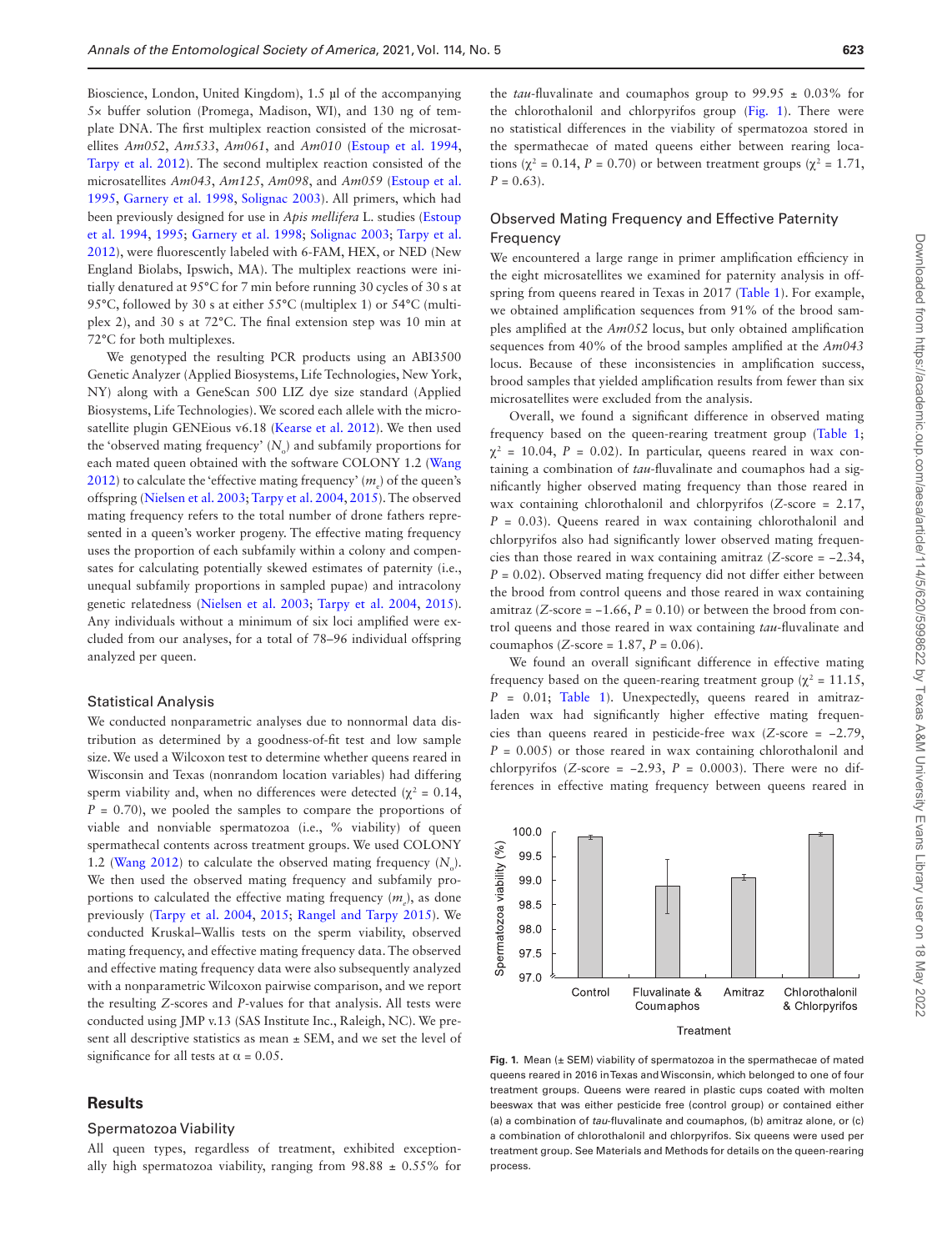Bioscience, London, United Kingdom), 1.5 µl of the accompanying 5× buffer solution (Promega, Madison, WI), and 130 ng of template DNA. The first multiplex reaction consisted of the microsatellites *Am052*, *Am533*, *Am061*, and *Am010* (Estoup et al. 1994, Tarpy et al. 2012). The second multiplex reaction consisted of the microsatellites *Am043*, *Am125*, *Am098*, and *Am059* (Estoup et al. 1995, Garnery et al. 1998, Solignac 2003). All primers, which had been previously designed for use in *Apis mellifera* L. studies (Estoup et al. 1994, 1995; Garnery et al. 1998; Solignac 2003; Tarpy et al. 2012), were fluorescently labeled with 6-FAM, HEX, or NED (New England Biolabs, Ipswich, MA). The multiplex reactions were initially denatured at 95°C for 7 min before running 30 cycles of 30 s at 95°C, followed by 30 s at either 55°C (multiplex 1) or 54°C (multiplex 2), and 30 s at 72°C. The final extension step was 10 min at 72°C for both multiplexes.

We genotyped the resulting PCR products using an ABI3500 Genetic Analyzer (Applied Biosystems, Life Technologies, New York, NY) along with a GeneScan 500 LIZ dye size standard (Applied Biosystems, Life Technologies). We scored each allele with the microsatellite plugin GENEious v6.18 (Kearse et al. 2012). We then used the 'observed mating frequency' ($N_o$) and subfamily proportions for each mated queen obtained with the software COLONY 1.2 (Wang 2012) to calculate the 'effective mating frequency' ($m_e$) of the queen's offspring (Nielsen et al. 2003; Tarpy et al. 2004, 2015). The observed mating frequency refers to the total number of drone fathers represented in a queen's worker progeny. The effective mating frequency uses the proportion of each subfamily within a colony and compensates for calculating potentially skewed estimates of paternity (i.e., unequal subfamily proportions in sampled pupae) and intracolony genetic relatedness (Nielsen et al. 2003; Tarpy et al. 2004, 2015). Any individuals without a minimum of six loci amplified were excluded from our analyses, for a total of 78–96 individual offspring analyzed per queen.

### Statistical Analysis

We conducted nonparametric analyses due to nonnormal data distribution as determined by a goodness-of-fit test and low sample size. We used a Wilcoxon test to determine whether queens reared in Wisconsin and Texas (nonrandom location variables) had differing sperm viability and, when no differences were detected ($\chi^2 = 0.14$, $P = 0.70$), we pooled the samples to compare the proportions of viable and nonviable spermatozoa (i.e., % viability) of queen spermathecal contents across treatment groups. We used COLONY 1.2 (Wang 2012) to calculate the observed mating frequency ($N_o$). We then used the observed mating frequency and subfamily proportions to calculated the effective mating frequency ($m_e$), as done previously (Tarpy et al. 2004, 2015; Rangel and Tarpy 2015). We conducted Kruskal–Wallis tests on the sperm viability, observed mating frequency, and effective mating frequency data. The observed and effective mating frequency data were also subsequently analyzed with a nonparametric Wilcoxon pairwise comparison, and we report the resulting *Z*-scores and *P*-values for that analysis. All tests were conducted using JMP v.13 (SAS Institute Inc., Raleigh, NC). We present all descriptive statistics as mean ± SEM, and we set the level of significance for all tests at $\alpha = 0.05$.

## Results

### Spermatozoa Viability

All queen types, regardless of treatment, exhibited exceptionally high spermatozoa viability, ranging from 98.88 ± 0.55% for the *tau*-fluvalinate and coumaphos group to 99.95 ± 0.03% for the chlorothalonil and chlorpyrifos group (Fig. 1). There were no statistical differences in the viability of spermatozoa stored in the spermathecae of mated queens either between rearing locations ($\chi^2 = 0.14$, $P = 0.70$) or between treatment groups ($\chi^2 = 1.71$, $P = 0.63$).

### Observed Mating Frequency and Effective Paternity Frequency

We encountered a large range in primer amplification efficiency in the eight microsatellites we examined for paternity analysis in offspring from queens reared in Texas in 2017 (Table 1). For example, we obtained amplification sequences from 91% of the brood samples amplified at the *Am052* locus, but only obtained amplification sequences from 40% of the brood samples amplified at the *Am043* locus. Because of these inconsistencies in amplification success, brood samples that yielded amplification results from fewer than six microsatellites were excluded from the analysis.

Overall, we found a significant difference in observed mating frequency based on the queen-rearing treatment group (Table 1; $\chi^2 = 10.04$, $P = 0.02$). In particular, queens reared in wax containing a combination of *tau*-fluvalinate and coumaphos had a significantly higher observed mating frequency than those reared in wax containing chlorothalonil and chlorpyrifos (*Z*-score = 2.17, $P = 0.03$). Queens reared in wax containing chlorothalonil and chlorpyrifos also had significantly lower observed mating frequencies than those reared in wax containing amitraz (*Z*-score = −2.34, $P = 0.02$). Observed mating frequency did not differ either between the brood from control queens and those reared in wax containing amitraz (*Z*-score = −1.66, $P = 0.10$) or between the brood from control queens and those reared in wax containing *tau*-fluvalinate and coumaphos (*Z*-score = 1.87, $P = 0.06$).

We found an overall significant difference in effective mating frequency based on the queen-rearing treatment group ($\chi^2 = 11.15$, $P = 0.01$; Table 1). Unexpectedly, queens reared in amitraz-laden wax had significantly higher effective mating frequencies than queens reared in pesticide-free wax (*Z*-score = −2.79, $P = 0.005$) or those reared in wax containing chlorothalonil and chlorpyrifos (*Z*-score = −2.93, $P = 0.0003$). There were no differences in effective mating frequency between queens reared in

**Fig. 1.** Mean (± SEM) viability of spermatozoa in the spermathecae of mated queens reared in 2016 in Texas and Wisconsin, which belonged to one of four treatment groups. Queens were reared in plastic cups coated with molten beeswax that was either pesticide free (control group) or contained either (a) a combination of *tau*-fluvalinate and coumaphos, (b) amitraz alone, or (c) a combination of chlorothalonil and chlorpyrifos. Six queens were used per treatment group. See Materials and Methods for details on the queen-rearing process.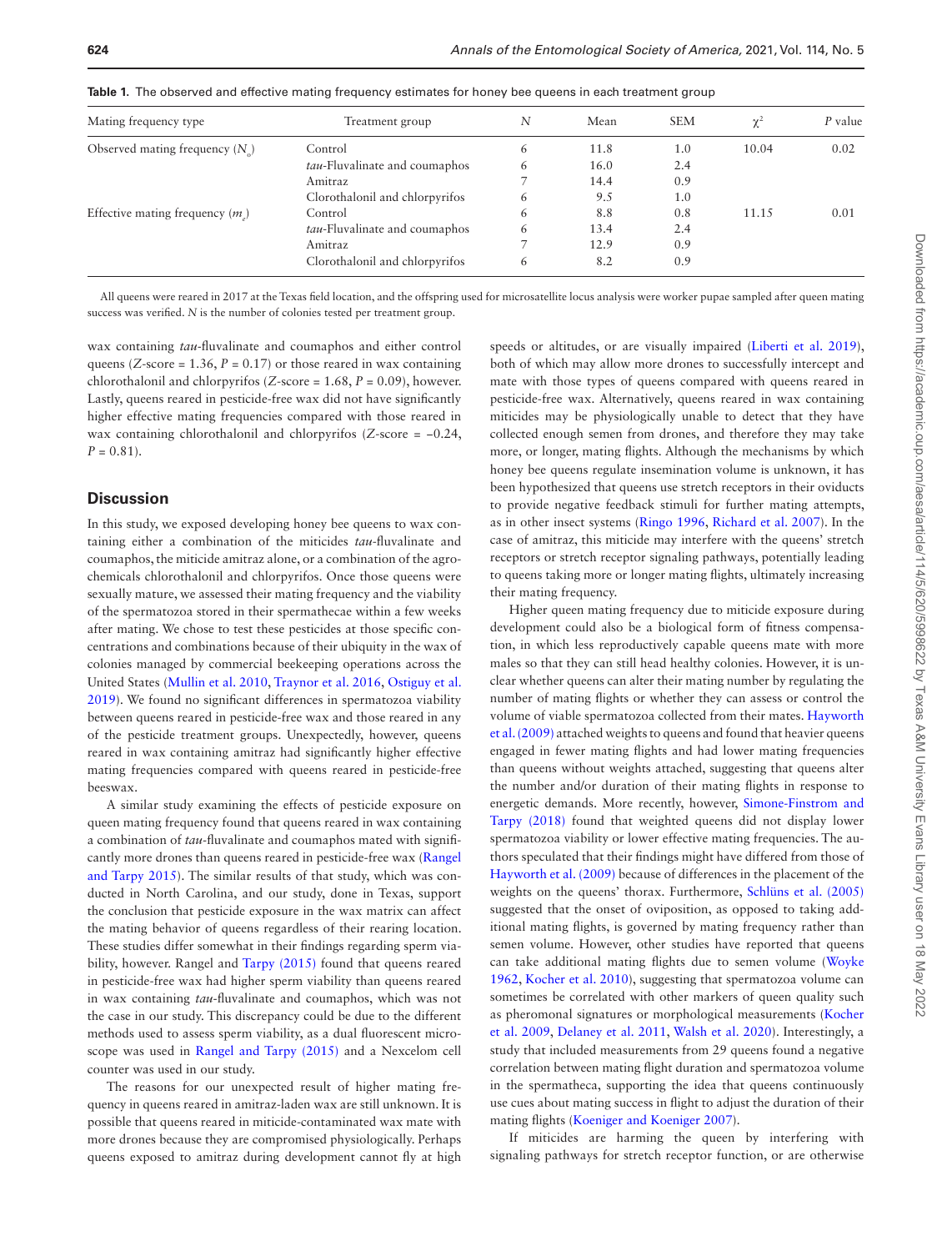**Table 1.** The observed and effective mating frequency estimates for honey bee queens in each treatment group

| Mating frequency type | Treatment group | N | Mean | SEM | $\chi^2$ | P value |
|---|---|---|---|---|---|---|
| Observed mating frequency ($N_o$) | Control | 6 | 11.8 | 1.0 | 10.04 | 0.02 |
| | *tau*-Fluvalinate and coumaphos | 6 | 16.0 | 2.4 | | |
| | Amitraz | 7 | 14.4 | 0.9 | | |
| | Clorothalonil and chlorpyrifos | 6 | 9.5 | 1.0 | | |
| Effective mating frequency ($m_e$) | Control | 6 | 8.8 | 0.8 | 11.15 | 0.01 |
| | *tau*-Fluvalinate and coumaphos | 6 | 13.4 | 2.4 | | |
| | Amitraz | 7 | 12.9 | 0.9 | | |
| | Clorothalonil and chlorpyrifos | 6 | 8.2 | 0.9 | | |

All queens were reared in 2017 at the Texas field location, and the offspring used for microsatellite locus analysis were worker pupae sampled after queen mating success was verified. N is the number of colonies tested per treatment group.

wax containing *tau*-fluvalinate and coumaphos and either control queens (Z-score = 1.36, P = 0.17) or those reared in wax containing chlorothalonil and chlorpyrifos (Z-score = 1.68, P = 0.09), however. Lastly, queens reared in pesticide-free wax did not have significantly higher effective mating frequencies compared with those reared in wax containing chlorothalonil and chlorpyrifos (Z-score = −0.24, P = 0.81).

## Discussion

In this study, we exposed developing honey bee queens to wax containing either a combination of the miticides *tau*-fluvalinate and coumaphos, the miticide amitraz alone, or a combination of the agrochemicals chlorothalonil and chlorpyrifos. Once those queens were sexually mature, we assessed their mating frequency and the viability of the spermatozoa stored in their spermathecae within a few weeks after mating. We chose to test these pesticides at those specific concentrations and combinations because of their ubiquity in the wax of colonies managed by commercial beekeeping operations across the United States (Mullin et al. 2010, Traynor et al. 2016, Ostiguy et al. 2019). We found no significant differences in spermatozoa viability between queens reared in pesticide-free wax and those reared in any of the pesticide treatment groups. Unexpectedly, however, queens reared in wax containing amitraz had significantly higher effective mating frequencies compared with queens reared in pesticide-free beeswax.

A similar study examining the effects of pesticide exposure on queen mating frequency found that queens reared in wax containing a combination of *tau*-fluvalinate and coumaphos mated with significantly more drones than queens reared in pesticide-free wax (Rangel and Tarpy 2015). The similar results of that study, which was conducted in North Carolina, and our study, done in Texas, support the conclusion that pesticide exposure in the wax matrix can affect the mating behavior of queens regardless of their rearing location. These studies differ somewhat in their findings regarding sperm viability, however. Rangel and Tarpy (2015) found that queens reared in pesticide-free wax had higher sperm viability than queens reared in wax containing *tau*-fluvalinate and coumaphos, which was not the case in our study. This discrepancy could be due to the different methods used to assess sperm viability, as a dual fluorescent microscope was used in Rangel and Tarpy (2015) and a Nexcelom cell counter was used in our study.

The reasons for our unexpected result of higher mating frequency in queens reared in amitraz-laden wax are still unknown. It is possible that queens reared in miticide-contaminated wax mate with more drones because they are compromised physiologically. Perhaps queens exposed to amitraz during development cannot fly at high speeds or altitudes, or are visually impaired (Liberti et al. 2019), both of which may allow more drones to successfully intercept and mate with those types of queens compared with queens reared in pesticide-free wax. Alternatively, queens reared in wax containing miticides may be physiologically unable to detect that they have collected enough semen from drones, and therefore they may take more, or longer, mating flights. Although the mechanisms by which honey bee queens regulate insemination volume is unknown, it has been hypothesized that queens use stretch receptors in their oviducts to provide negative feedback stimuli for further mating attempts, as in other insect systems (Ringo 1996, Richard et al. 2007). In the case of amitraz, this miticide may interfere with the queens' stretch receptors or stretch receptor signaling pathways, potentially leading to queens taking more or longer mating flights, ultimately increasing their mating frequency.

Higher queen mating frequency due to miticide exposure during development could also be a biological form of fitness compensation, in which less reproductively capable queens mate with more males so that they can still head healthy colonies. However, it is unclear whether queens can alter their mating number by regulating the number of mating flights or whether they can assess or control the volume of viable spermatozoa collected from their mates. Hayworth et al. (2009) attached weights to queens and found that heavier queens engaged in fewer mating flights and had lower mating frequencies than queens without weights attached, suggesting that queens alter the number and/or duration of their mating flights in response to energetic demands. More recently, however, Simone-Finstrom and Tarpy (2018) found that weighted queens did not display lower spermatozoa viability or lower effective mating frequencies. The authors speculated that their findings might have differed from those of Hayworth et al. (2009) because of differences in the placement of the weights on the queens' thorax. Furthermore, Schlüns et al. (2005) suggested that the onset of oviposition, as opposed to taking additional mating flights, is governed by mating frequency rather than semen volume. However, other studies have reported that queens can take additional mating flights due to semen volume (Woyke 1962, Kocher et al. 2010), suggesting that spermatozoa volume can sometimes be correlated with other markers of queen quality such as pheromonal signatures or morphological measurements (Kocher et al. 2009, Delaney et al. 2011, Walsh et al. 2020). Interestingly, a study that included measurements from 29 queens found a negative correlation between mating flight duration and spermatozoa volume in the spermatheca, supporting the idea that queens continuously use cues about mating success in flight to adjust the duration of their mating flights (Koeniger and Koeniger 2007).

If miticides are harming the queen by interfering with signaling pathways for stretch receptor function, or are otherwise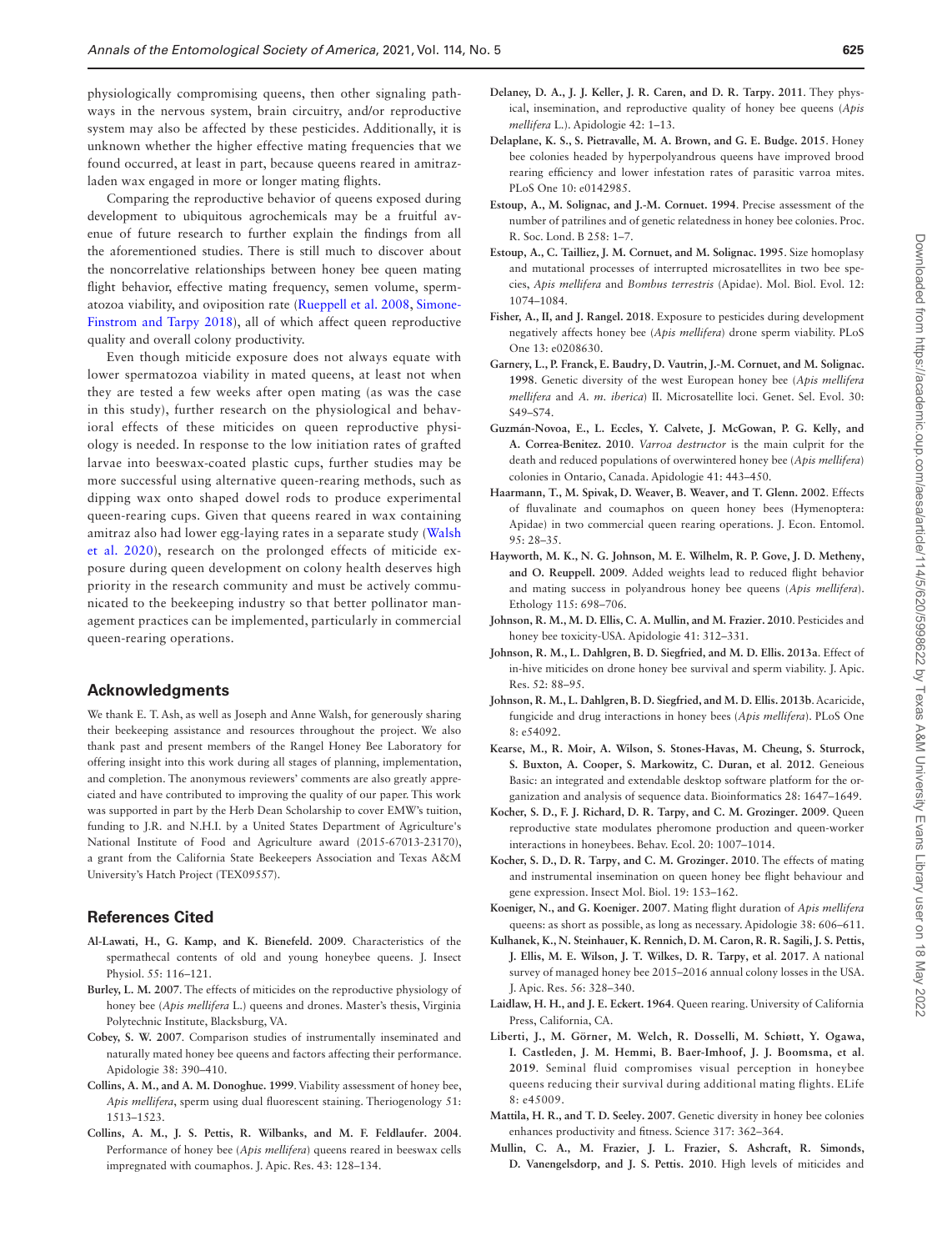physiologically compromising queens, then other signaling pathways in the nervous system, brain circuitry, and/or reproductive system may also be affected by these pesticides. Additionally, it is unknown whether the higher effective mating frequencies that we found occurred, at least in part, because queens reared in amitraz-laden wax engaged in more or longer mating flights.

Comparing the reproductive behavior of queens exposed during development to ubiquitous agrochemicals may be a fruitful avenue of future research to further explain the findings from all the aforementioned studies. There is still much to discover about the noncorrelative relationships between honey bee queen mating flight behavior, effective mating frequency, semen volume, spermatozoa viability, and oviposition rate (Rueppell et al. 2008, Simone-Finstrom and Tarpy 2018), all of which affect queen reproductive quality and overall colony productivity.

Even though miticide exposure does not always equate with lower spermatozoa viability in mated queens, at least not when they are tested a few weeks after open mating (as was the case in this study), further research on the physiological and behavioral effects of these miticides on queen reproductive physiology is needed. In response to the low initiation rates of grafted larvae into beeswax-coated plastic cups, further studies may be more successful using alternative queen-rearing methods, such as dipping wax onto shaped dowel rods to produce experimental queen-rearing cups. Given that queens reared in wax containing amitraz also had lower egg-laying rates in a separate study (Walsh et al. 2020), research on the prolonged effects of miticide exposure during queen development on colony health deserves high priority in the research community and must be actively communicated to the beekeeping industry so that better pollinator management practices can be implemented, particularly in commercial queen-rearing operations.

## Acknowledgments

We thank E. T. Ash, as well as Joseph and Anne Walsh, for generously sharing their beekeeping assistance and resources throughout the project. We also thank past and present members of the Rangel Honey Bee Laboratory for offering insight into this work during all stages of planning, implementation, and completion. The anonymous reviewers' comments are also greatly appreciated and have contributed to improving the quality of our paper. This work was supported in part by the Herb Dean Scholarship to cover EMW's tuition, funding to J.R. and N.H.I. by a United States Department of Agriculture's National Institute of Food and Agriculture award (2015-67013-23170), a grant from the California State Beekeepers Association and Texas A&M University's Hatch Project (TEX09557).

## References Cited

**Al-Lawati, H., G. Kamp, and K. Bienefeld. 2009**. Characteristics of the spermathecal contents of old and young honeybee queens. J. Insect Physiol. 55: 116–121.

**Burley, L. M. 2007**. The effects of miticides on the reproductive physiology of honey bee (*Apis mellifera* L.) queens and drones. Master's thesis, Virginia Polytechnic Institute, Blacksburg, VA.

**Cobey, S. W. 2007**. Comparison studies of instrumentally inseminated and naturally mated honey bee queens and factors affecting their performance. Apidologie 38: 390–410.

**Collins, A. M., and A. M. Donoghue. 1999**. Viability assessment of honey bee, *Apis mellifera*, sperm using dual fluorescent staining. Theriogenology 51: 1513–1523.

**Collins, A. M., J. S. Pettis, R. Wilbanks, and M. F. Feldlaufer. 2004**. Performance of honey bee (*Apis mellifera*) queens reared in beeswax cells impregnated with coumaphos. J. Apic. Res. 43: 128–134.

**Delaney, D. A., J. J. Keller, J. R. Caren, and D. R. Tarpy. 2011**. They physical, insemination, and reproductive quality of honey bee queens (*Apis mellifera* L.). Apidologie 42: 1–13.

**Delaplane, K. S., S. Pietravalle, M. A. Brown, and G. E. Budge. 2015**. Honey bee colonies headed by hyperpolyandrous queens have improved brood rearing efficiency and lower infestation rates of parasitic varroa mites. PLoS One 10: e0142985.

**Estoup, A., M. Solignac, and J.-M. Cornuet. 1994**. Precise assessment of the number of patrilines and of genetic relatedness in honey bee colonies. Proc. R. Soc. Lond. B 258: 1–7.

**Estoup, A., C. Tailliez, J. M. Cornuet, and M. Solignac. 1995**. Size homoplasy and mutational processes of interrupted microsatellites in two bee species, *Apis mellifera* and *Bombus terrestris* (Apidae). Mol. Biol. Evol. 12: 1074–1084.

**Fisher, A., II, and J. Rangel. 2018**. Exposure to pesticides during development negatively affects honey bee (*Apis mellifera*) drone sperm viability. PLoS One 13: e0208630.

**Garnery, L., P. Franck, E. Baudry, D. Vautrin, J.-M. Cornuet, and M. Solignac. 1998**. Genetic diversity of the west European honey bee (*Apis mellifera mellifera* and *A. m. iberica*) II. Microsatellite loci. Genet. Sel. Evol. 30: S49–S74.

**Guzmán-Novoa, E., L. Eccles, Y. Calvete, J. McGowan, P. G. Kelly, and A. Correa-Benítez. 2010**. *Varroa destructor* is the main culprit for the death and reduced populations of overwintered honey bee (*Apis mellifera*) colonies in Ontario, Canada. Apidologie 41: 443–450.

**Haarmann, T., M. Spivak, D. Weaver, B. Weaver, and T. Glenn. 2002**. Effects of fluvalinate and coumaphos on queen honey bees (Hymenoptera: Apidae) in two commercial queen rearing operations. J. Econ. Entomol. 95: 28–35.

**Hayworth, M. K., N. G. Johnson, M. E. Wilhelm, R. P. Gove, J. D. Metheny, and O. Rueppell. 2009**. Added weights lead to reduced flight behavior and mating success in polyandrous honey bee queens (*Apis mellifera*). Ethology 115: 698–706.

**Johnson, R. M., M. D. Ellis, C. A. Mullin, and M. Frazier. 2010**. Pesticides and honey bee toxicity-USA. Apidologie 41: 312–331.

**Johnson, R. M., L. Dahlgren, B. D. Siegfried, and M. D. Ellis. 2013a**. Effect of in-hive miticides on drone honey bee survival and sperm viability. J. Apic. Res. 52: 88–95.

**Johnson, R. M., L. Dahlgren, B. D. Siegfried, and M. D. Ellis. 2013b**. Acaricide, fungicide and drug interactions in honey bees (*Apis mellifera*). PLoS One 8: e54092.

**Kearse, M., R. Moir, A. Wilson, S. Stones-Havas, M. Cheung, S. Sturrock, S. Buxton, A. Cooper, S. Markowitz, C. Duran, et al. 2012**. Geneious Basic: an integrated and extendable desktop software platform for the organization and analysis of sequence data. Bioinformatics 28: 1647–1649.

**Kocher, S. D., F. J. Richard, D. R. Tarpy, and C. M. Grozinger. 2009**. Queen reproductive state modulates pheromone production and queen-worker interactions in honeybees. Behav. Ecol. 20: 1007–1014.

**Kocher, S. D., D. R. Tarpy, and C. M. Grozinger. 2010**. The effects of mating and instrumental insemination on queen honey bee flight behaviour and gene expression. Insect Mol. Biol. 19: 153–162.

**Koeniger, N., and G. Koeniger. 2007**. Mating flight duration of *Apis mellifera* queens: as short as possible, as long as necessary. Apidologie 38: 606–611.

**Kulhanek, K., N. Steinhauer, K. Rennich, D. M. Caron, R. R. Sagili, J. S. Pettis, J. Ellis, M. E. Wilson, J. T. Wilkes, D. R. Tarpy, et al. 2017**. A national survey of managed honey bee 2015–2016 annual colony losses in the USA. J. Apic. Res. 56: 328–340.

**Laidlaw, H. H., and J. E. Eckert. 1964**. Queen rearing. University of California Press, California, CA.

**Liberti, J., M. Görner, M. Welch, R. Dosselli, M. Schiøtt, Y. Ogawa, I. Castleden, J. M. Hemmi, B. Baer-Imhoof, J. J. Boomsma, et al. 2019**. Seminal fluid compromises visual perception in honeybee queens reducing their survival during additional mating flights. ELife 8: e45009.

**Mattila, H. R., and T. D. Seeley. 2007**. Genetic diversity in honey bee colonies enhances productivity and fitness. Science 317: 362–364.

**Mullin, C. A., M. Frazier, J. L. Frazier, S. Ashcraft, R. Simonds, D. Vanengelsdorp, and J. S. Pettis. 2010**. High levels of miticides and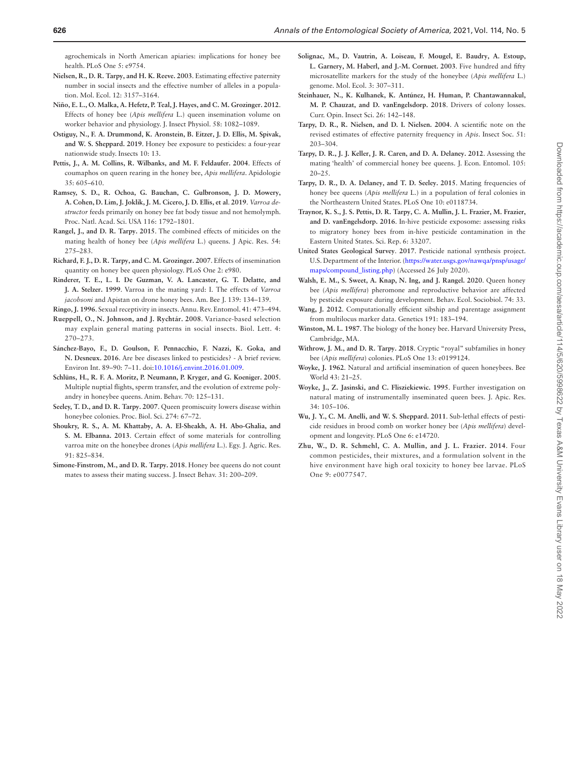agrochemicals in North American apiaries: implications for honey bee health. PLoS One 5: e9754.

**Nielsen, R., D. R. Tarpy, and H. K. Reeve. 2003**. Estimating effective paternity number in social insects and the effective number of alleles in a population. Mol. Ecol. 12: 3157–3164.

**Niño, E. L., O. Malka, A. Hefetz, P. Teal, J. Hayes, and C. M. Grozinger. 2012**. Effects of honey bee (*Apis mellifera* L.) queen insemination volume on worker behavior and physiology. J. Insect Physiol. 58: 1082–1089.

**Ostiguy, N., F. A. Drummond, K. Aronstein, B. Eitzer, J. D. Ellis, M. Spivak, and W. S. Sheppard. 2019**. Honey bee exposure to pesticides: a four-year nationwide study. Insects 10: 13.

**Pettis, J., A. M. Collins, R. Wilbanks, and M. F. Feldaufer. 2004**. Effects of coumaphos on queen rearing in the honey bee, *Apis mellifera*. Apidologie 35: 605–610.

**Ramsey, S. D., R. Ochoa, G. Bauchan, C. Gulbronson, J. D. Mowery, A. Cohen, D. Lim, J. Joklik, J. M. Cicero, J. D. Ellis, et al. 2019**. *Varroa destructor* feeds primarily on honey bee fat body tissue and not hemolymph. Proc. Natl. Acad. Sci. USA 116: 1792–1801.

**Rangel, J., and D. R. Tarpy. 2015**. The combined effects of miticides on the mating health of honey bee (*Apis mellifera* L.) queens. J Apic. Res. 54: 275–283.

**Richard, F. J., D. R. Tarpy, and C. M. Grozinger. 2007**. Effects of insemination quantity on honey bee queen physiology. PLoS One 2: e980.

**Rinderer, T. E., L. I. De Guzman, V. A. Lancaster, G. T. Delatte, and J. A. Stelzer. 1999**. Varroa in the mating yard: I. The effects of *Varroa jacobsoni* and Apistan on drone honey bees. Am. Bee J. 139: 134–139.

**Ringo, J. 1996**. Sexual receptivity in insects. Annu. Rev. Entomol. 41: 473–494.

**Rueppell, O., N. Johnson, and J. Rychtár. 2008**. Variance-based selection may explain general mating patterns in social insects. Biol. Lett. 4: 270–273.

**Sánchez-Bayo, F., D. Goulson, F. Pennacchio, F. Nazzi, K. Goka, and N. Desneux. 2016**. Are bee diseases linked to pesticides? - A brief review. Environ Int. 89–90: 7–11. doi:10.1016/j.envint.2016.01.009.

**Schlüns, H., R. F. A. Moritz, P. Neumann, P. Kryger, and G. Koeniger. 2005**. Multiple nuptial flights, sperm transfer, and the evolution of extreme polyandry in honeybee queens. Anim. Behav. 70: 125–131.

**Seeley, T. D., and D. R. Tarpy. 2007**. Queen promiscuity lowers disease within honeybee colonies. Proc. Biol. Sci. 274: 67–72.

**Shoukry, R. S., A. M. Khattaby, A. A. El-Sheakh, A. H. Abo-Ghalia, and S. M. Elbanna. 2013**. Certain effect of some materials for controlling varroa mite on the honeybee drones (*Apis mellifera* L.). Egy. J. Agric. Res. 91: 825–834.

**Simone-Finstrom, M., and D. R. Tarpy. 2018**. Honey bee queens do not count mates to assess their mating success. J. Insect Behav. 31: 200–209.

**Solignac, M., D. Vautrin, A. Loiseau, F. Mougel, E. Baudry, A. Estoup, L. Garnery, M. Haberl, and J.-M. Cornuet. 2003**. Five hundred and fifty microsatellite markers for the study of the honeybee (*Apis mellifera* L.) genome. Mol. Ecol. 3: 307–311.

**Steinhauer, N., K. Kulhanek, K. Antúnez, H. Human, P. Chantawannakul, M. P. Chauzat, and D. vanEngelsdorp. 2018**. Drivers of colony losses. Curr. Opin. Insect Sci. 26: 142–148.

**Tarpy, D. R., R. Nielsen, and D. I. Nielsen. 2004**. A scientific note on the revised estimates of effective paternity frequency in *Apis*. Insect Soc. 51: 203–304.

**Tarpy, D. R., J. J. Keller, J. R. Caren, and D. A. Delaney. 2012**. Assessing the mating 'health' of commercial honey bee queens. J. Econ. Entomol. 105: 20–25.

**Tarpy, D. R., D. A. Delaney, and T. D. Seeley. 2015**. Mating frequencies of honey bee queens (*Apis mellifera* L.) in a population of feral colonies in the Northeastern United States. PLoS One 10: e0118734.

**Traynor, K. S., J. S. Pettis, D. R. Tarpy, C. A. Mullin, J. L. Frazier, M. Frazier, and D. vanEngelsdorp. 2016**. In-hive pesticide exposome: assessing risks to migratory honey bees from in-hive pesticide contamination in the Eastern United States. Sci. Rep. 6: 33207.

**United States Geological Survey. 2017**. Pesticide national synthesis project. U.S. Department of the Interior. (https://water.usgs.gov/nawqa/pnsp/usage/maps/compound_listing.php) (Accessed 26 July 2020).

**Walsh, E. M., S. Sweet, A. Knap, N. Ing, and J. Rangel. 2020**. Queen honey bee (*Apis mellifera*) pheromone and reproductive behavior are affected by pesticide exposure during development. Behav. Ecol. Sociobiol. 74: 33.

**Wang, J. 2012**. Computationally efficient sibship and parentage assignment from multilocus marker data. Genetics 191: 183–194.

**Winston, M. L. 1987**. The biology of the honey bee. Harvard University Press, Cambridge, MA.

**Withrow, J. M., and D. R. Tarpy. 2018**. Cryptic "royal" subfamilies in honey bee (*Apis mellifera*) colonies. PLoS One 13: e0199124.

**Woyke, J. 1962**. Natural and artificial insemination of queen honeybees. Bee World 43: 21–25.

**Woyke, J., Z. Jasinski, and C. Fliszkiewicz. 1995**. Further investigation on natural mating of instrumentally inseminated queen bees. J. Apic. Res. 34: 105–106.

**Wu, J. Y., C. M. Anelli, and W. S. Sheppard. 2011**. Sub-lethal effects of pesticide residues in brood comb on worker honey bee (*Apis mellifera*) development and longevity. PLoS One 6: e14720.

**Zhu, W., D. R. Schmehl, C. A. Mullin, and J. L. Frazier. 2014**. Four common pesticides, their mixtures, and a formulation solvent in the hive environment have high oral toxicity to honey bee larvae. PLoS One 9: e0077547.